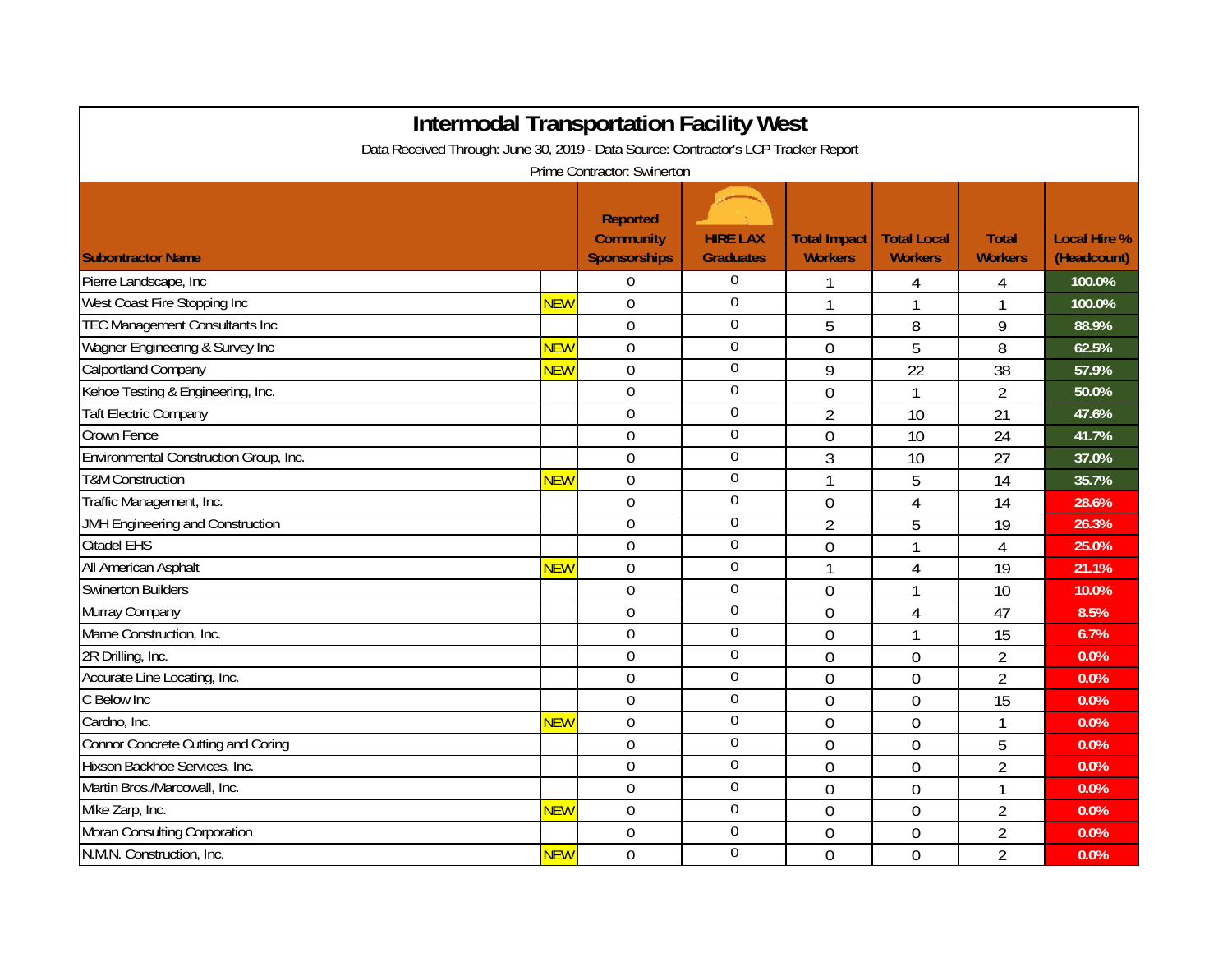# Intermodal Transportation Facility West

Data Received Through: June 30, 2019 - Data Source: Contractor's LCP Tracker Report

Prime Contractor: Swinerton

| Subcontractor Name | | Reported Community Sponsorships | HIRE LAX Graduates | Total Impact Workers | Total Local Workers | Total Workers | Local Hire % (Headcount) |
|---|---|---|---|---|---|---|---|
| Pierre Landscape, Inc | | 0 | 0 | 1 | 4 | 4 | 100.0% |
| West Coast Fire Stopping Inc | NEW | 0 | 0 | 1 | 1 | 1 | 100.0% |
| TEC Management Consultants Inc | | 0 | 0 | 5 | 8 | 9 | 88.9% |
| Wagner Engineering & Survey Inc | NEW | 0 | 0 | 0 | 5 | 8 | 62.5% |
| Calportland Company | NEW | 0 | 0 | 9 | 22 | 38 | 57.9% |
| Kehoe Testing & Engineering, Inc. | | 0 | 0 | 0 | 1 | 2 | 50.0% |
| Taft Electric Company | | 0 | 0 | 2 | 10 | 21 | 47.6% |
| Crown Fence | | 0 | 0 | 0 | 10 | 24 | 41.7% |
| Environmental Construction Group, Inc. | | 0 | 0 | 3 | 10 | 27 | 37.0% |
| T&M Construction | NEW | 0 | 0 | 1 | 5 | 14 | 35.7% |
| Traffic Management, Inc. | | 0 | 0 | 0 | 4 | 14 | 28.6% |
| JMH Engineering and Construction | | 0 | 0 | 2 | 5 | 19 | 26.3% |
| Citadel EHS | | 0 | 0 | 0 | 1 | 4 | 25.0% |
| All American Asphalt | NEW | 0 | 0 | 1 | 4 | 19 | 21.1% |
| Swinerton Builders | | 0 | 0 | 0 | 1 | 10 | 10.0% |
| Murray Company | | 0 | 0 | 0 | 4 | 47 | 8.5% |
| Marne Construction, Inc. | | 0 | 0 | 0 | 1 | 15 | 6.7% |
| 2R Drilling, Inc. | | 0 | 0 | 0 | 0 | 2 | 0.0% |
| Accurate Line Locating, Inc. | | 0 | 0 | 0 | 0 | 2 | 0.0% |
| C Below Inc | | 0 | 0 | 0 | 0 | 15 | 0.0% |
| Cardno, Inc. | NEW | 0 | 0 | 0 | 0 | 1 | 0.0% |
| Connor Concrete Cutting and Coring | | 0 | 0 | 0 | 0 | 5 | 0.0% |
| Hixson Backhoe Services, Inc. | | 0 | 0 | 0 | 0 | 2 | 0.0% |
| Martin Bros./Marcowall, Inc. | | 0 | 0 | 0 | 0 | 1 | 0.0% |
| Mike Zarp, Inc. | NEW | 0 | 0 | 0 | 0 | 2 | 0.0% |
| Moran Consulting Corporation | | 0 | 0 | 0 | 0 | 2 | 0.0% |
| N.M.N. Construction, Inc. | NEW | 0 | 0 | 0 | 0 | 2 | 0.0% |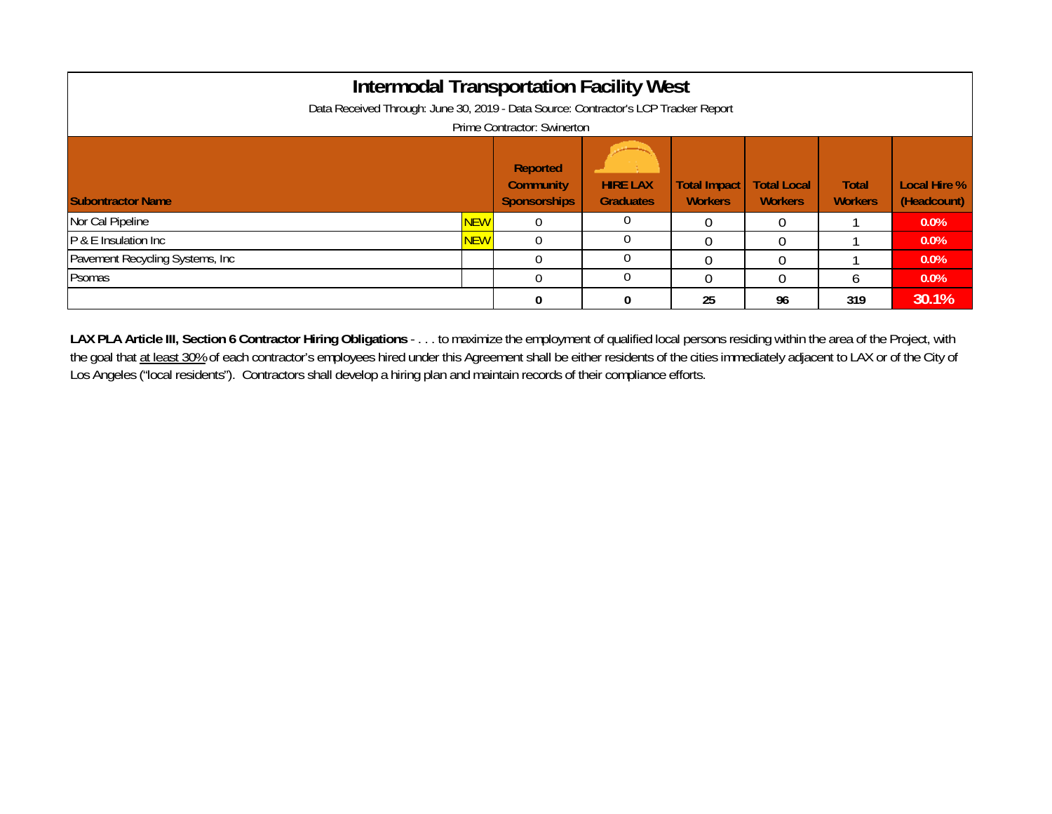# Intermodal Transportation Facility West

Data Received Through: June 30, 2019 - Data Source: Contractor's LCP Tracker Report

Prime Contractor: Swinerton

| Subontractor Name | | Reported Community Sponsorships | HIRE LAX Graduates | Total Impact Workers | Total Local Workers | Total Workers | Local Hire % (Headcount) |
|---|---|---|---|---|---|---|---|
| Nor Cal Pipeline | NEW | 0 | 0 | 0 | 0 | 1 | 0.0% |
| P & E Insulation Inc | NEW | 0 | 0 | 0 | 0 | 1 | 0.0% |
| Pavement Recycling Systems, Inc | | 0 | 0 | 0 | 0 | 1 | 0.0% |
| Psomas | | 0 | 0 | 0 | 0 | 6 | 0.0% |
| | | **0** | **0** | **25** | **96** | **319** | **30.1%** |

**LAX PLA Article III, Section 6 Contractor Hiring Obligations** - . . . to maximize the employment of qualified local persons residing within the area of the Project, with the goal that at least 30% of each contractor's employees hired under this Agreement shall be either residents of the cities immediately adjacent to LAX or of the City of Los Angeles ("local residents"). Contractors shall develop a hiring plan and maintain records of their compliance efforts.